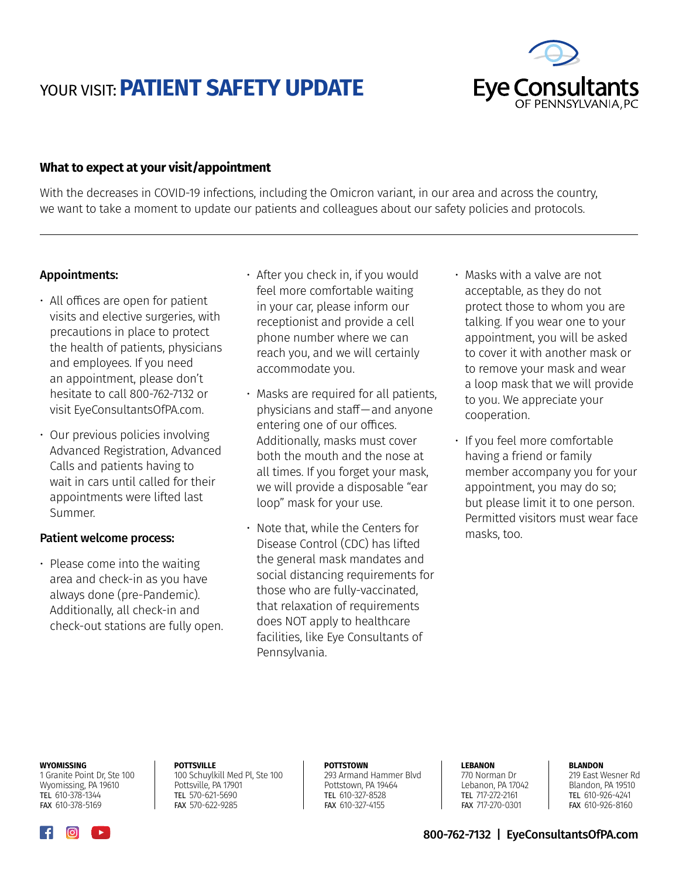# YOUR VISIT: PATIENT SAFETY UPDATE

Eye Consultants OF PENNSYLVANIA, PC

**What to expect at your visit/appointment**

With the decreases in COVID-19 infections, including the Omicron variant, in our area and across the country, we want to take a moment to update our patients and colleagues about our safety policies and protocols.

---

**Appointments:**

- All offices are open for patient visits and elective surgeries, with precautions in place to protect the health of patients, physicians and employees. If you need an appointment, please don't hesitate to call 800-762-7132 or visit EyeConsultantsOfPA.com.
- Our previous policies involving Advanced Registration, Advanced Calls and patients having to wait in cars until called for their appointments were lifted last Summer.

**Patient welcome process:**

- Please come into the waiting area and check-in as you have always done (pre-Pandemic). Additionally, all check-in and check-out stations are fully open.
- After you check in, if you would feel more comfortable waiting in your car, please inform our receptionist and provide a cell phone number where we can reach you, and we will certainly accommodate you.
- Masks are required for all patients, physicians and staff—and anyone entering one of our offices. Additionally, masks must cover both the mouth and the nose at all times. If you forget your mask, we will provide a disposable "ear loop" mask for your use.
- Note that, while the Centers for Disease Control (CDC) has lifted the general mask mandates and social distancing requirements for those who are fully-vaccinated, that relaxation of requirements does NOT apply to healthcare facilities, like Eye Consultants of Pennsylvania.
- Masks with a valve are not acceptable, as they do not protect those to whom you are talking. If you wear one to your appointment, you will be asked to cover it with another mask or to remove your mask and wear a loop mask that we will provide to you. We appreciate your cooperation.
- If you feel more comfortable having a friend or family member accompany you for your appointment, you may do so; but please limit it to one person. Permitted visitors must wear face masks, too.

**WYOMISSING**
1 Granite Point Dr, Ste 100
Wyomissing, PA 19610
TEL 610-378-1344
FAX 610-378-5169

**POTTSVILLE**
100 Schuylkill Med Pl, Ste 100
Pottsville, PA 17901
TEL 570-621-5690
FAX 570-622-9285

**POTTSTOWN**
293 Armand Hammer Blvd
Pottstown, PA 19464
TEL 610-327-8528
FAX 610-327-4155

**LEBANON**
770 Norman Dr
Lebanon, PA 17042
TEL 717-272-2161
FAX 717-270-0301

**BLANDON**
219 East Wesner Rd
Blandon, PA 19510
TEL 610-926-4241
FAX 610-926-8160

**800-762-7132 | EyeConsultantsOfPA.com**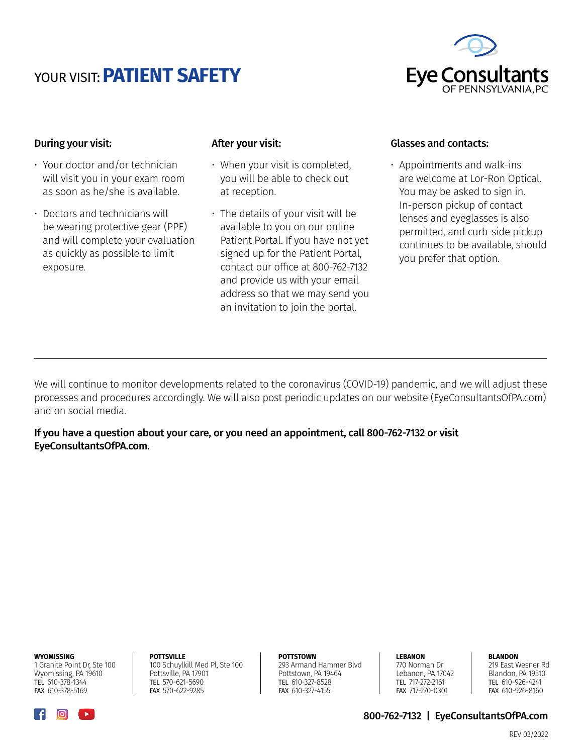# YOUR VISIT: **PATIENT SAFETY**

Eye Consultants OF PENNSYLVANIA, PC

### During your visit:

- Your doctor and/or technician will visit you in your exam room as soon as he/she is available.
- Doctors and technicians will be wearing protective gear (PPE) and will complete your evaluation as quickly as possible to limit exposure.

### After your visit:

- When your visit is completed, you will be able to check out at reception.
- The details of your visit will be available to you on our online Patient Portal. If you have not yet signed up for the Patient Portal, contact our office at 800-762-7132 and provide us with your email address so that we may send you an invitation to join the portal.

### Glasses and contacts:

- Appointments and walk-ins are welcome at Lor-Ron Optical. You may be asked to sign in. In-person pickup of contact lenses and eyeglasses is also permitted, and curb-side pickup continues to be available, should you prefer that option.

---

We will continue to monitor developments related to the coronavirus (COVID-19) pandemic, and we will adjust these processes and procedures accordingly. We will also post periodic updates on our website (EyeConsultantsOfPA.com) and on social media.

**If you have a question about your care, or you need an appointment, call 800-762-7132 or visit EyeConsultantsOfPA.com.**

**WYOMISSING**
1 Granite Point Dr, Ste 100
Wyomissing, PA 19610
TEL 610-378-1344
FAX 610-378-5169

**POTTSVILLE**
100 Schuylkill Med Pl, Ste 100
Pottsville, PA 17901
TEL 570-621-5690
FAX 570-622-9285

**POTTSTOWN**
293 Armand Hammer Blvd
Pottstown, PA 19464
TEL 610-327-8528
FAX 610-327-4155

**LEBANON**
770 Norman Dr
Lebanon, PA 17042
TEL 717-272-2161
FAX 717-270-0301

**BLANDON**
219 East Wesner Rd
Blandon, PA 19510
TEL 610-926-4241
FAX 610-926-8160

**800-762-7132 | EyeConsultantsOfPA.com**

REV 03/2022